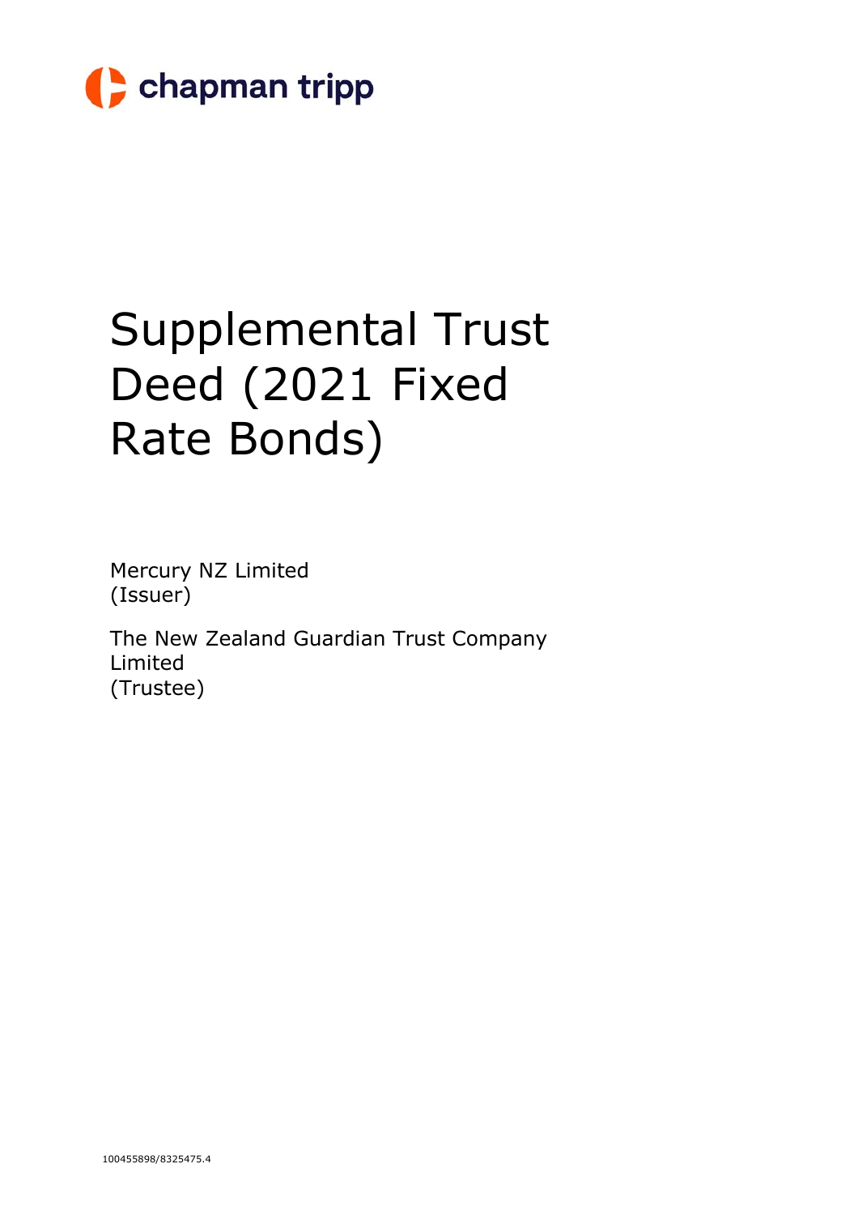chapman tripp

# Supplemental Trust Deed (2021 Fixed Rate Bonds)

Mercury NZ Limited
(Issuer)

The New Zealand Guardian Trust Company Limited
(Trustee)

100455898/8325475.4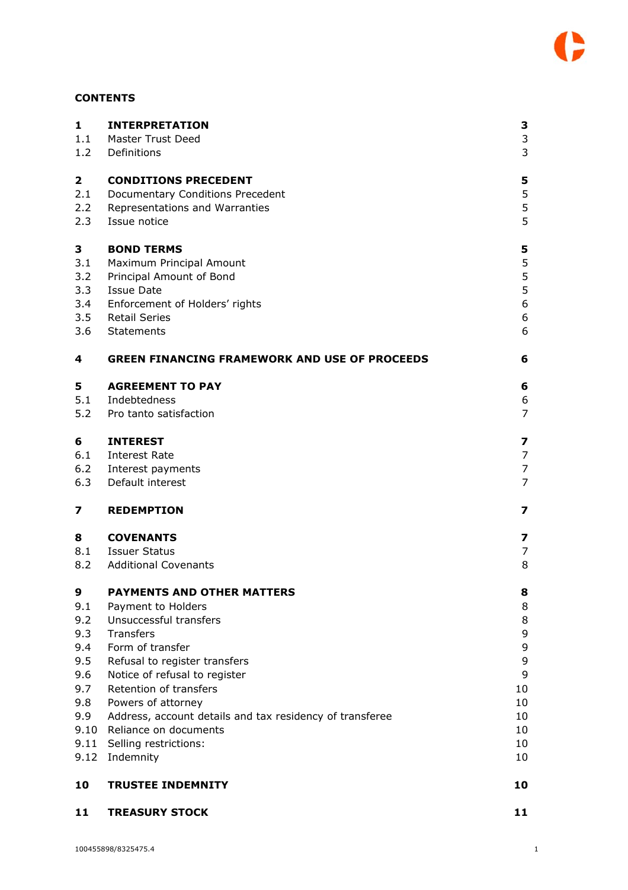**CONTENTS**

| | | |
|---|---|---|
| **1** | **INTERPRETATION** | **3** |
| 1.1 | Master Trust Deed | 3 |
| 1.2 | Definitions | 3 |
| **2** | **CONDITIONS PRECEDENT** | **5** |
| 2.1 | Documentary Conditions Precedent | 5 |
| 2.2 | Representations and Warranties | 5 |
| 2.3 | Issue notice | 5 |
| **3** | **BOND TERMS** | **5** |
| 3.1 | Maximum Principal Amount | 5 |
| 3.2 | Principal Amount of Bond | 5 |
| 3.3 | Issue Date | 5 |
| 3.4 | Enforcement of Holders' rights | 6 |
| 3.5 | Retail Series | 6 |
| 3.6 | Statements | 6 |
| **4** | **GREEN FINANCING FRAMEWORK AND USE OF PROCEEDS** | **6** |
| **5** | **AGREEMENT TO PAY** | **6** |
| 5.1 | Indebtedness | 6 |
| 5.2 | Pro tanto satisfaction | 7 |
| **6** | **INTEREST** | **7** |
| 6.1 | Interest Rate | 7 |
| 6.2 | Interest payments | 7 |
| 6.3 | Default interest | 7 |
| **7** | **REDEMPTION** | **7** |
| **8** | **COVENANTS** | **7** |
| 8.1 | Issuer Status | 7 |
| 8.2 | Additional Covenants | 8 |
| **9** | **PAYMENTS AND OTHER MATTERS** | **8** |
| 9.1 | Payment to Holders | 8 |
| 9.2 | Unsuccessful transfers | 8 |
| 9.3 | Transfers | 9 |
| 9.4 | Form of transfer | 9 |
| 9.5 | Refusal to register transfers | 9 |
| 9.6 | Notice of refusal to register | 9 |
| 9.7 | Retention of transfers | 10 |
| 9.8 | Powers of attorney | 10 |
| 9.9 | Address, account details and tax residency of transferee | 10 |
| 9.10 | Reliance on documents | 10 |
| 9.11 | Selling restrictions: | 10 |
| 9.12 | Indemnity | 10 |
| **10** | **TRUSTEE INDEMNITY** | **10** |
| **11** | **TREASURY STOCK** | **11** |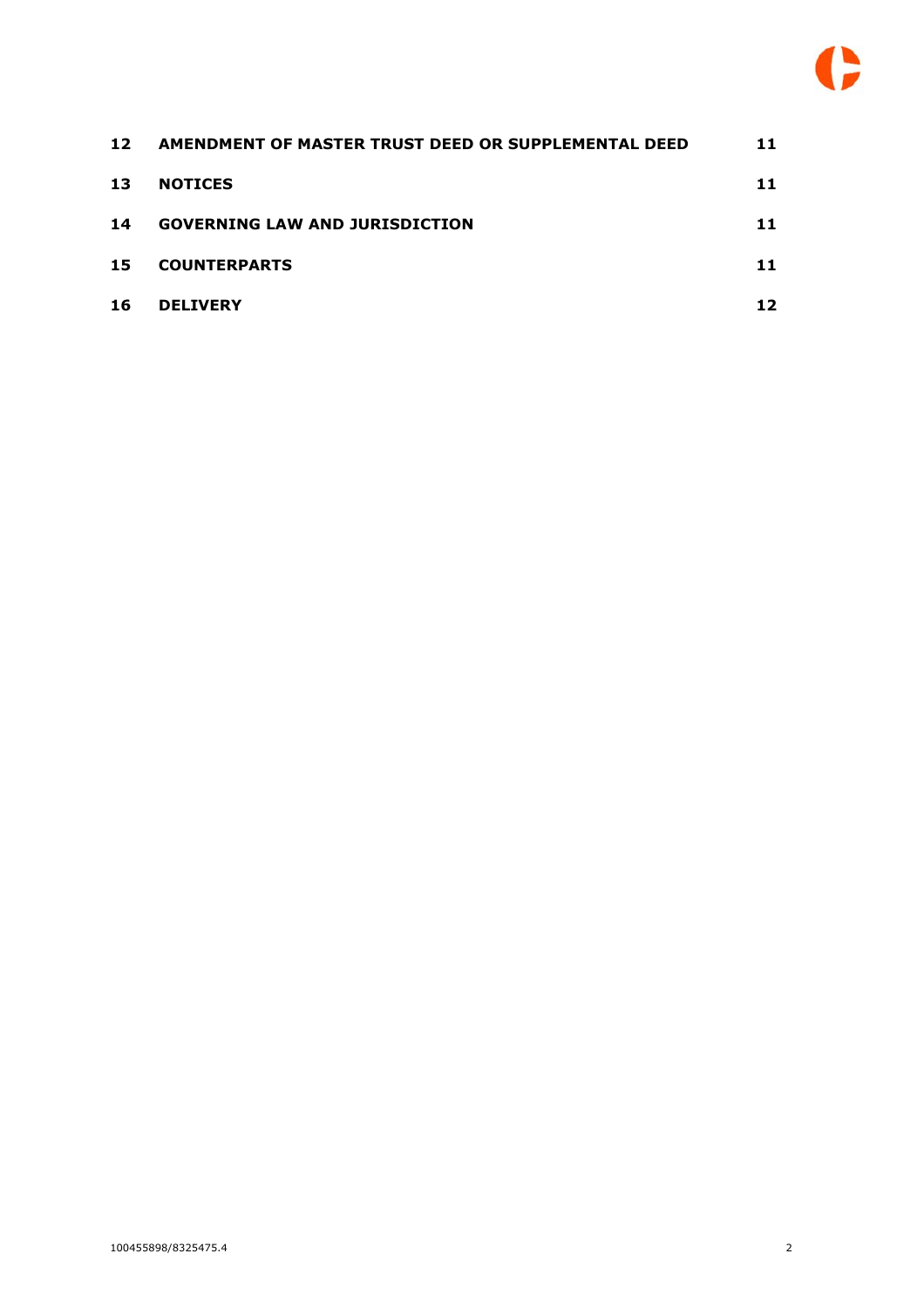| | | |
|---|---|---|
| **12** | **AMENDMENT OF MASTER TRUST DEED OR SUPPLEMENTAL DEED** | **11** |
| **13** | **NOTICES** | **11** |
| **14** | **GOVERNING LAW AND JURISDICTION** | **11** |
| **15** | **COUNTERPARTS** | **11** |
| **16** | **DELIVERY** | **12** |

100455898/8325475.4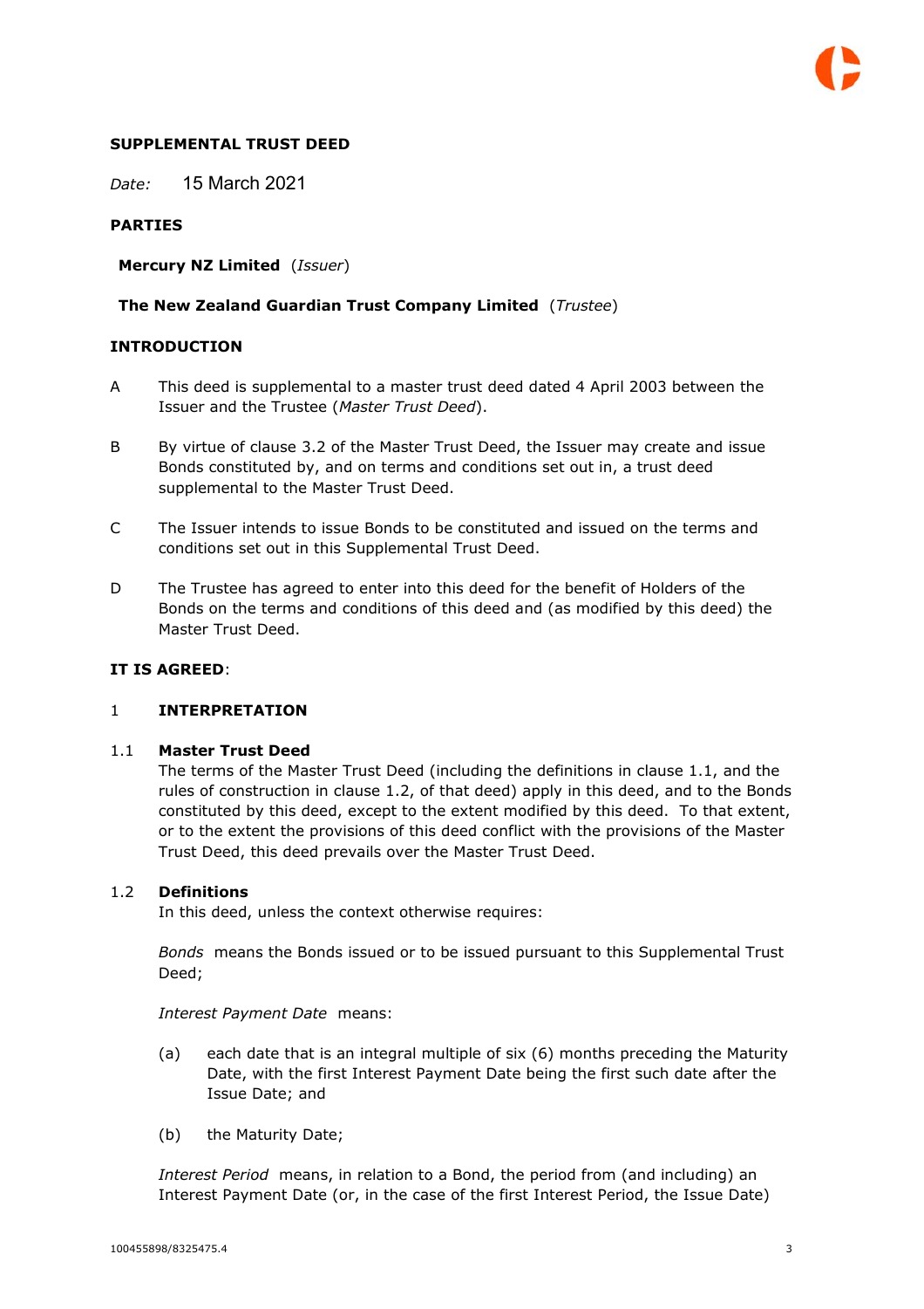**SUPPLEMENTAL TRUST DEED**

*Date:* 15 March 2021

**PARTIES**

**Mercury NZ Limited** (*Issuer*)

**The New Zealand Guardian Trust Company Limited** (*Trustee*)

**INTRODUCTION**

A This deed is supplemental to a master trust deed dated 4 April 2003 between the Issuer and the Trustee (*Master Trust Deed*).

B By virtue of clause 3.2 of the Master Trust Deed, the Issuer may create and issue Bonds constituted by, and on terms and conditions set out in, a trust deed supplemental to the Master Trust Deed.

C The Issuer intends to issue Bonds to be constituted and issued on the terms and conditions set out in this Supplemental Trust Deed.

D The Trustee has agreed to enter into this deed for the benefit of Holders of the Bonds on the terms and conditions of this deed and (as modified by this deed) the Master Trust Deed.

**IT IS AGREED**:

1 **INTERPRETATION**

1.1 **Master Trust Deed**

The terms of the Master Trust Deed (including the definitions in clause 1.1, and the rules of construction in clause 1.2, of that deed) apply in this deed, and to the Bonds constituted by this deed, except to the extent modified by this deed. To that extent, or to the extent the provisions of this deed conflict with the provisions of the Master Trust Deed, this deed prevails over the Master Trust Deed.

1.2 **Definitions**

In this deed, unless the context otherwise requires:

*Bonds* means the Bonds issued or to be issued pursuant to this Supplemental Trust Deed;

*Interest Payment Date* means:

(a) each date that is an integral multiple of six (6) months preceding the Maturity Date, with the first Interest Payment Date being the first such date after the Issue Date; and

(b) the Maturity Date;

*Interest Period* means, in relation to a Bond, the period from (and including) an Interest Payment Date (or, in the case of the first Interest Period, the Issue Date)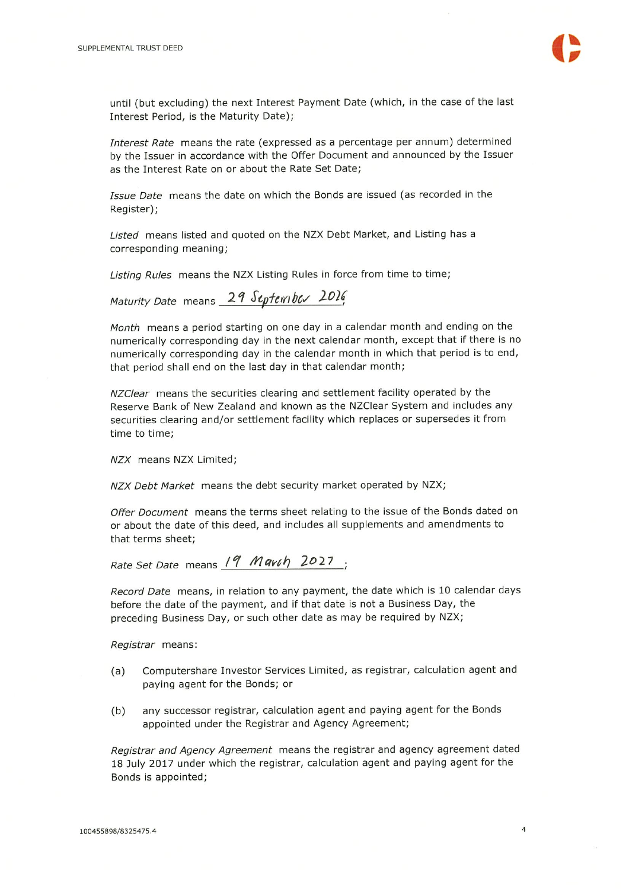until (but excluding) the next Interest Payment Date (which, in the case of the last Interest Period, is the Maturity Date);

*Interest Rate* means the rate (expressed as a percentage per annum) determined by the Issuer in accordance with the Offer Document and announced by the Issuer as the Interest Rate on or about the Rate Set Date;

*Issue Date* means the date on which the Bonds are issued (as recorded in the Register);

*Listed* means listed and quoted on the NZX Debt Market, and Listing has a corresponding meaning;

*Listing Rules* means the NZX Listing Rules in force from time to time;

*Maturity Date* means 29 September 2026;

*Month* means a period starting on one day in a calendar month and ending on the numerically corresponding day in the next calendar month, except that if there is no numerically corresponding day in the calendar month in which that period is to end, that period shall end on the last day in that calendar month;

*NZClear* means the securities clearing and settlement facility operated by the Reserve Bank of New Zealand and known as the NZClear System and includes any securities clearing and/or settlement facility which replaces or supersedes it from time to time;

*NZX* means NZX Limited;

*NZX Debt Market* means the debt security market operated by NZX;

*Offer Document* means the terms sheet relating to the issue of the Bonds dated on or about the date of this deed, and includes all supplements and amendments to that terms sheet;

*Rate Set Date* means 19 March 2027;

*Record Date* means, in relation to any payment, the date which is 10 calendar days before the date of the payment, and if that date is not a Business Day, the preceding Business Day, or such other date as may be required by NZX;

*Registrar* means:

(a) Computershare Investor Services Limited, as registrar, calculation agent and paying agent for the Bonds; or

(b) any successor registrar, calculation agent and paying agent for the Bonds appointed under the Registrar and Agency Agreement;

*Registrar and Agency Agreement* means the registrar and agency agreement dated 18 July 2017 under which the registrar, calculation agent and paying agent for the Bonds is appointed;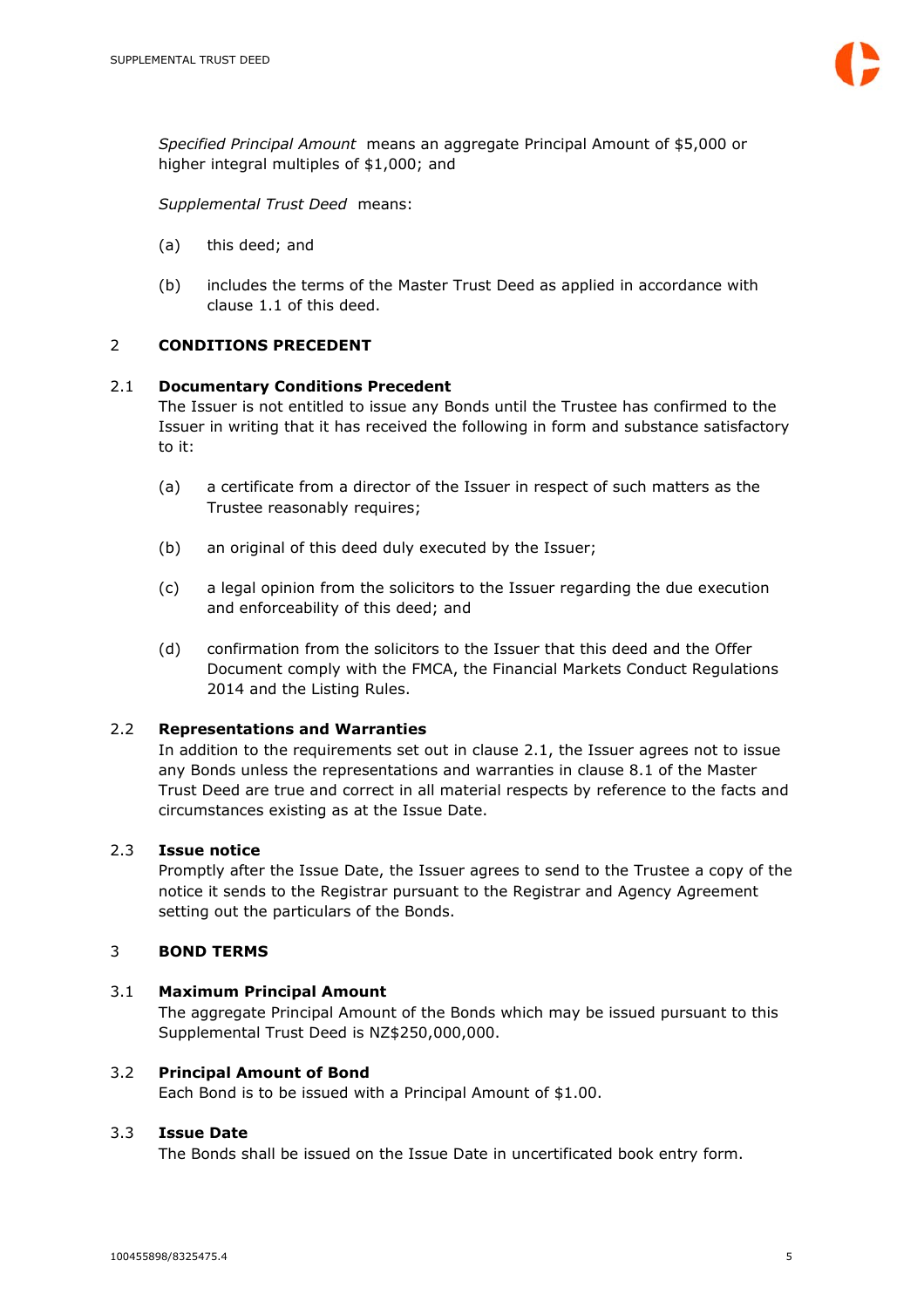*Specified Principal Amount* means an aggregate Principal Amount of $5,000 or higher integral multiples of $1,000; and

*Supplemental Trust Deed* means:

(a) this deed; and

(b) includes the terms of the Master Trust Deed as applied in accordance with clause 1.1 of this deed.

## 2 CONDITIONS PRECEDENT

### 2.1 Documentary Conditions Precedent

The Issuer is not entitled to issue any Bonds until the Trustee has confirmed to the Issuer in writing that it has received the following in form and substance satisfactory to it:

(a) a certificate from a director of the Issuer in respect of such matters as the Trustee reasonably requires;

(b) an original of this deed duly executed by the Issuer;

(c) a legal opinion from the solicitors to the Issuer regarding the due execution and enforceability of this deed; and

(d) confirmation from the solicitors to the Issuer that this deed and the Offer Document comply with the FMCA, the Financial Markets Conduct Regulations 2014 and the Listing Rules.

### 2.2 Representations and Warranties

In addition to the requirements set out in clause 2.1, the Issuer agrees not to issue any Bonds unless the representations and warranties in clause 8.1 of the Master Trust Deed are true and correct in all material respects by reference to the facts and circumstances existing as at the Issue Date.

### 2.3 Issue notice

Promptly after the Issue Date, the Issuer agrees to send to the Trustee a copy of the notice it sends to the Registrar pursuant to the Registrar and Agency Agreement setting out the particulars of the Bonds.

## 3 BOND TERMS

### 3.1 Maximum Principal Amount

The aggregate Principal Amount of the Bonds which may be issued pursuant to this Supplemental Trust Deed is NZ$250,000,000.

### 3.2 Principal Amount of Bond

Each Bond is to be issued with a Principal Amount of $1.00.

### 3.3 Issue Date

The Bonds shall be issued on the Issue Date in uncertificated book entry form.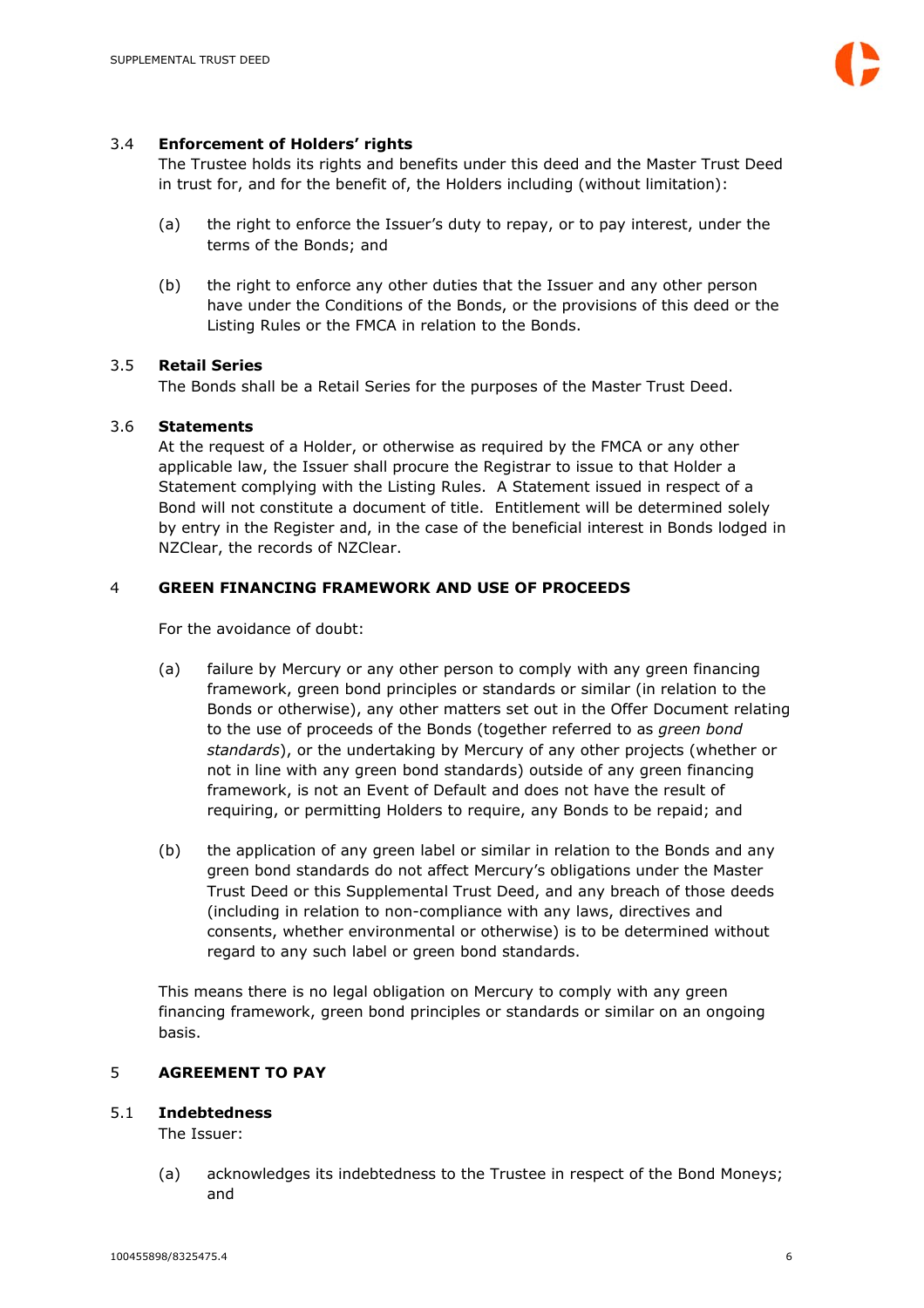### 3.4 Enforcement of Holders' rights

The Trustee holds its rights and benefits under this deed and the Master Trust Deed in trust for, and for the benefit of, the Holders including (without limitation):

(a) the right to enforce the Issuer's duty to repay, or to pay interest, under the terms of the Bonds; and

(b) the right to enforce any other duties that the Issuer and any other person have under the Conditions of the Bonds, or the provisions of this deed or the Listing Rules or the FMCA in relation to the Bonds.

### 3.5 Retail Series

The Bonds shall be a Retail Series for the purposes of the Master Trust Deed.

### 3.6 Statements

At the request of a Holder, or otherwise as required by the FMCA or any other applicable law, the Issuer shall procure the Registrar to issue to that Holder a Statement complying with the Listing Rules. A Statement issued in respect of a Bond will not constitute a document of title. Entitlement will be determined solely by entry in the Register and, in the case of the beneficial interest in Bonds lodged in NZClear, the records of NZClear.

## 4 GREEN FINANCING FRAMEWORK AND USE OF PROCEEDS

For the avoidance of doubt:

(a) failure by Mercury or any other person to comply with any green financing framework, green bond principles or standards or similar (in relation to the Bonds or otherwise), any other matters set out in the Offer Document relating to the use of proceeds of the Bonds (together referred to as *green bond standards*), or the undertaking by Mercury of any other projects (whether or not in line with any green bond standards) outside of any green financing framework, is not an Event of Default and does not have the result of requiring, or permitting Holders to require, any Bonds to be repaid; and

(b) the application of any green label or similar in relation to the Bonds and any green bond standards do not affect Mercury's obligations under the Master Trust Deed or this Supplemental Trust Deed, and any breach of those deeds (including in relation to non-compliance with any laws, directives and consents, whether environmental or otherwise) is to be determined without regard to any such label or green bond standards.

This means there is no legal obligation on Mercury to comply with any green financing framework, green bond principles or standards or similar on an ongoing basis.

## 5 AGREEMENT TO PAY

### 5.1 Indebtedness

The Issuer:

(a) acknowledges its indebtedness to the Trustee in respect of the Bond Moneys; and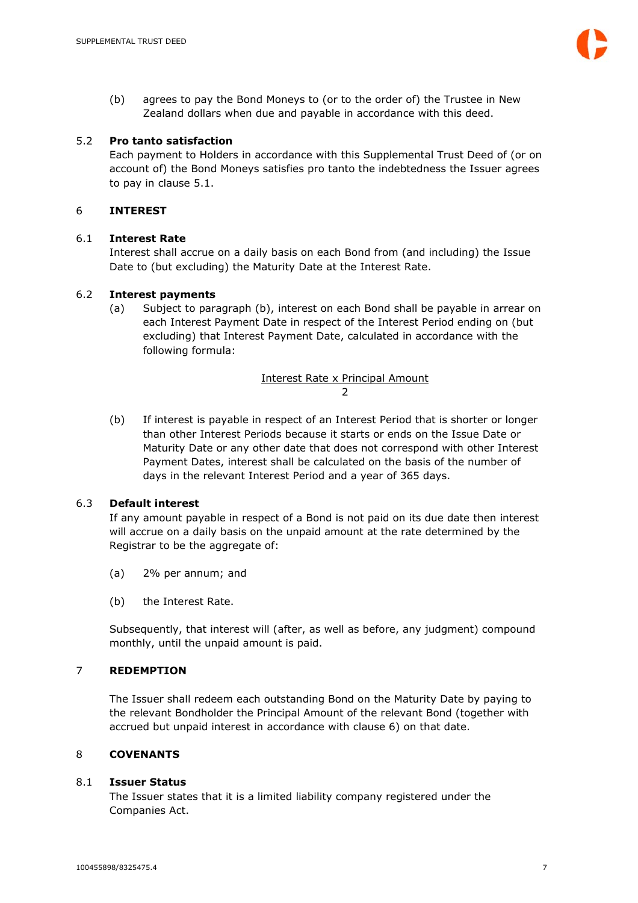(b) agrees to pay the Bond Moneys to (or to the order of) the Trustee in New Zealand dollars when due and payable in accordance with this deed.

### 5.2 Pro tanto satisfaction

Each payment to Holders in accordance with this Supplemental Trust Deed of (or on account of) the Bond Moneys satisfies pro tanto the indebtedness the Issuer agrees to pay in clause 5.1.

## 6 INTEREST

### 6.1 Interest Rate

Interest shall accrue on a daily basis on each Bond from (and including) the Issue Date to (but excluding) the Maturity Date at the Interest Rate.

### 6.2 Interest payments

(a) Subject to paragraph (b), interest on each Bond shall be payable in arrear on each Interest Payment Date in respect of the Interest Period ending on (but excluding) that Interest Payment Date, calculated in accordance with the following formula:

$$\frac{\text{Interest Rate} \times \text{Principal Amount}}{2}$$

(b) If interest is payable in respect of an Interest Period that is shorter or longer than other Interest Periods because it starts or ends on the Issue Date or Maturity Date or any other date that does not correspond with other Interest Payment Dates, interest shall be calculated on the basis of the number of days in the relevant Interest Period and a year of 365 days.

### 6.3 Default interest

If any amount payable in respect of a Bond is not paid on its due date then interest will accrue on a daily basis on the unpaid amount at the rate determined by the Registrar to be the aggregate of:

(a) 2% per annum; and

(b) the Interest Rate.

Subsequently, that interest will (after, as well as before, any judgment) compound monthly, until the unpaid amount is paid.

## 7 REDEMPTION

The Issuer shall redeem each outstanding Bond on the Maturity Date by paying to the relevant Bondholder the Principal Amount of the relevant Bond (together with accrued but unpaid interest in accordance with clause 6) on that date.

## 8 COVENANTS

### 8.1 Issuer Status

The Issuer states that it is a limited liability company registered under the Companies Act.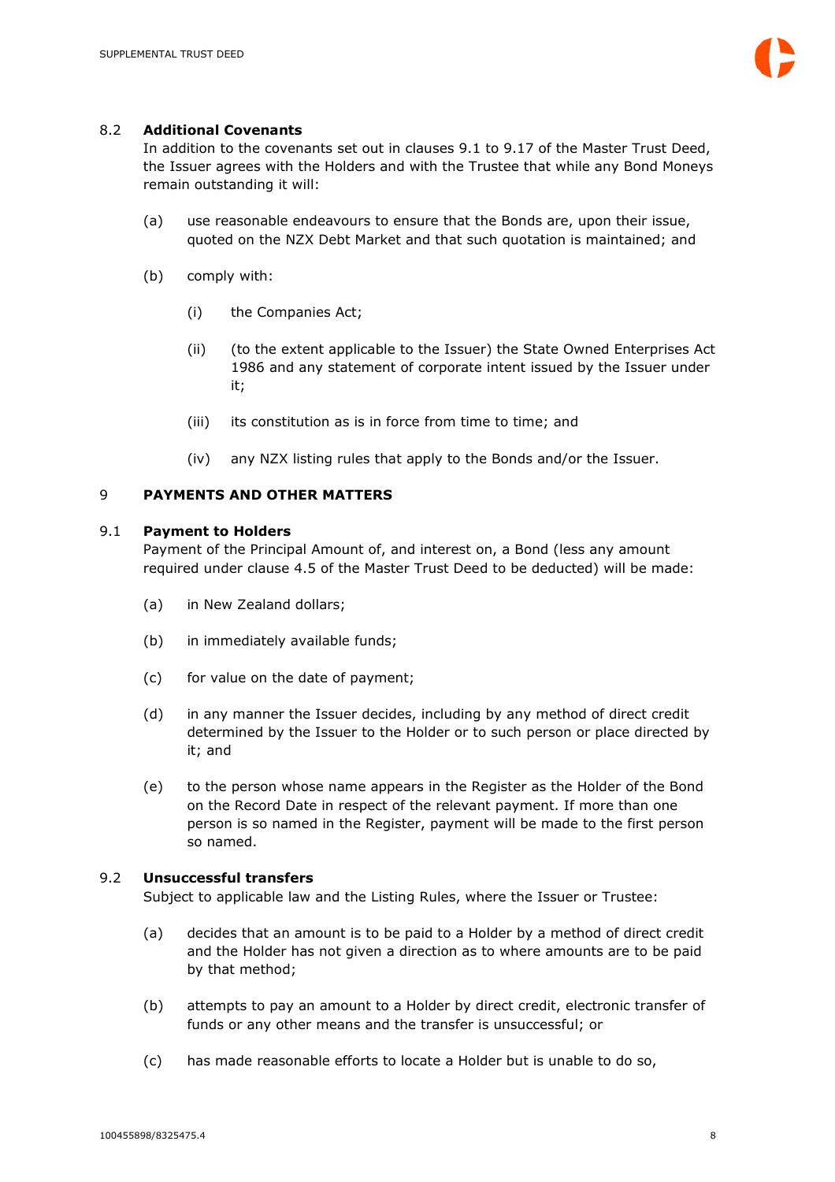### 8.2 Additional Covenants

In addition to the covenants set out in clauses 9.1 to 9.17 of the Master Trust Deed, the Issuer agrees with the Holders and with the Trustee that while any Bond Moneys remain outstanding it will:

(a) use reasonable endeavours to ensure that the Bonds are, upon their issue, quoted on the NZX Debt Market and that such quotation is maintained; and

(b) comply with:

  (i) the Companies Act;

  (ii) (to the extent applicable to the Issuer) the State Owned Enterprises Act 1986 and any statement of corporate intent issued by the Issuer under it;

  (iii) its constitution as is in force from time to time; and

  (iv) any NZX listing rules that apply to the Bonds and/or the Issuer.

## 9 PAYMENTS AND OTHER MATTERS

### 9.1 Payment to Holders

Payment of the Principal Amount of, and interest on, a Bond (less any amount required under clause 4.5 of the Master Trust Deed to be deducted) will be made:

(a) in New Zealand dollars;

(b) in immediately available funds;

(c) for value on the date of payment;

(d) in any manner the Issuer decides, including by any method of direct credit determined by the Issuer to the Holder or to such person or place directed by it; and

(e) to the person whose name appears in the Register as the Holder of the Bond on the Record Date in respect of the relevant payment. If more than one person is so named in the Register, payment will be made to the first person so named.

### 9.2 Unsuccessful transfers

Subject to applicable law and the Listing Rules, where the Issuer or Trustee:

(a) decides that an amount is to be paid to a Holder by a method of direct credit and the Holder has not given a direction as to where amounts are to be paid by that method;

(b) attempts to pay an amount to a Holder by direct credit, electronic transfer of funds or any other means and the transfer is unsuccessful; or

(c) has made reasonable efforts to locate a Holder but is unable to do so,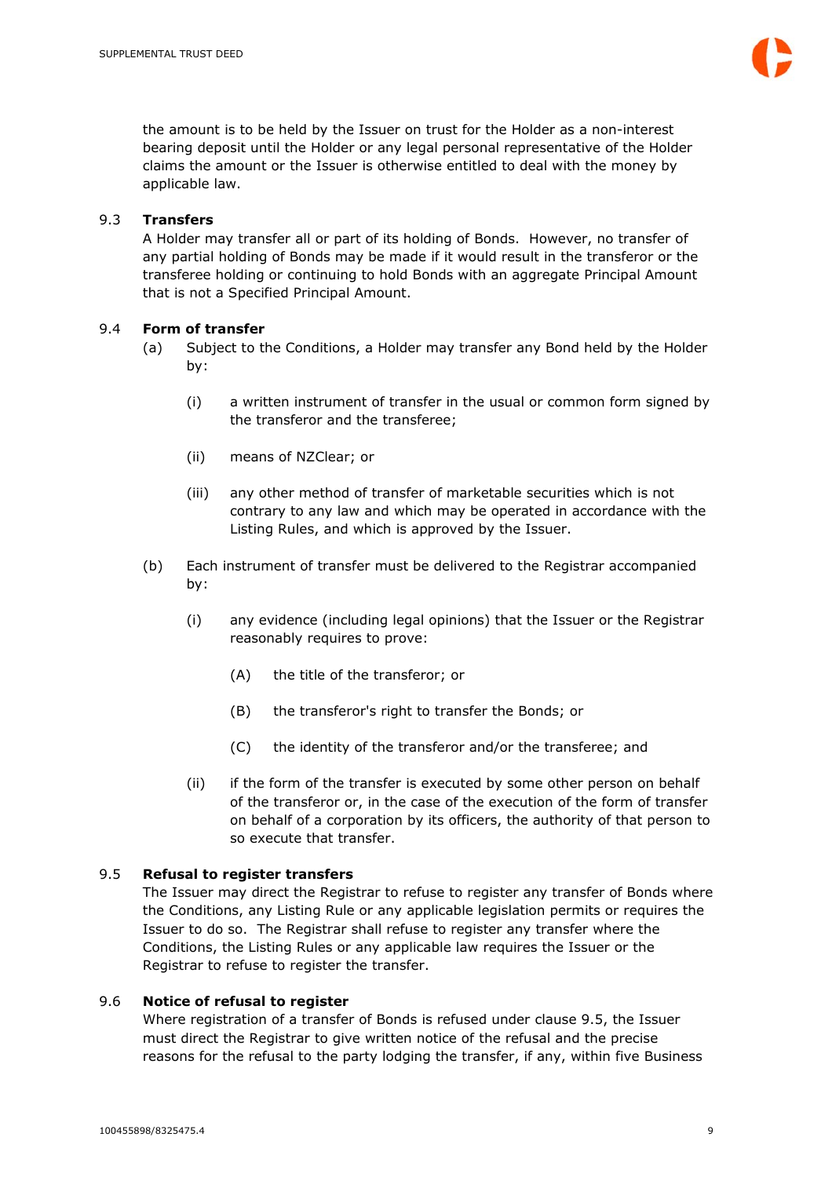the amount is to be held by the Issuer on trust for the Holder as a non-interest bearing deposit until the Holder or any legal personal representative of the Holder claims the amount or the Issuer is otherwise entitled to deal with the money by applicable law.

9.3 **Transfers**

A Holder may transfer all or part of its holding of Bonds. However, no transfer of any partial holding of Bonds may be made if it would result in the transferor or the transferee holding or continuing to hold Bonds with an aggregate Principal Amount that is not a Specified Principal Amount.

9.4 **Form of transfer**

(a) Subject to the Conditions, a Holder may transfer any Bond held by the Holder by:

   (i) a written instrument of transfer in the usual or common form signed by the transferor and the transferee;

   (ii) means of NZClear; or

   (iii) any other method of transfer of marketable securities which is not contrary to any law and which may be operated in accordance with the Listing Rules, and which is approved by the Issuer.

(b) Each instrument of transfer must be delivered to the Registrar accompanied by:

   (i) any evidence (including legal opinions) that the Issuer or the Registrar reasonably requires to prove:

      (A) the title of the transferor; or

      (B) the transferor's right to transfer the Bonds; or

      (C) the identity of the transferor and/or the transferee; and

   (ii) if the form of the transfer is executed by some other person on behalf of the transferor or, in the case of the execution of the form of transfer on behalf of a corporation by its officers, the authority of that person to so execute that transfer.

9.5 **Refusal to register transfers**

The Issuer may direct the Registrar to refuse to register any transfer of Bonds where the Conditions, any Listing Rule or any applicable legislation permits or requires the Issuer to do so. The Registrar shall refuse to register any transfer where the Conditions, the Listing Rules or any applicable law requires the Issuer or the Registrar to refuse to register the transfer.

9.6 **Notice of refusal to register**

Where registration of a transfer of Bonds is refused under clause 9.5, the Issuer must direct the Registrar to give written notice of the refusal and the precise reasons for the refusal to the party lodging the transfer, if any, within five Business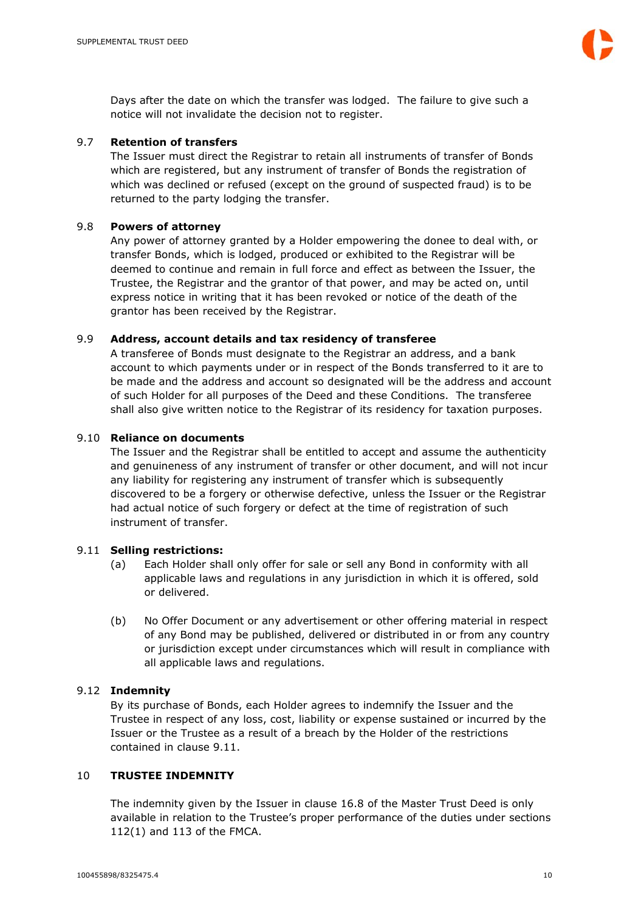Days after the date on which the transfer was lodged. The failure to give such a notice will not invalidate the decision not to register.

### 9.7 Retention of transfers

The Issuer must direct the Registrar to retain all instruments of transfer of Bonds which are registered, but any instrument of transfer of Bonds the registration of which was declined or refused (except on the ground of suspected fraud) is to be returned to the party lodging the transfer.

### 9.8 Powers of attorney

Any power of attorney granted by a Holder empowering the donee to deal with, or transfer Bonds, which is lodged, produced or exhibited to the Registrar will be deemed to continue and remain in full force and effect as between the Issuer, the Trustee, the Registrar and the grantor of that power, and may be acted on, until express notice in writing that it has been revoked or notice of the death of the grantor has been received by the Registrar.

### 9.9 Address, account details and tax residency of transferee

A transferee of Bonds must designate to the Registrar an address, and a bank account to which payments under or in respect of the Bonds transferred to it are to be made and the address and account so designated will be the address and account of such Holder for all purposes of the Deed and these Conditions. The transferee shall also give written notice to the Registrar of its residency for taxation purposes.

### 9.10 Reliance on documents

The Issuer and the Registrar shall be entitled to accept and assume the authenticity and genuineness of any instrument of transfer or other document, and will not incur any liability for registering any instrument of transfer which is subsequently discovered to be a forgery or otherwise defective, unless the Issuer or the Registrar had actual notice of such forgery or defect at the time of registration of such instrument of transfer.

### 9.11 Selling restrictions:

(a) Each Holder shall only offer for sale or sell any Bond in conformity with all applicable laws and regulations in any jurisdiction in which it is offered, sold or delivered.

(b) No Offer Document or any advertisement or other offering material in respect of any Bond may be published, delivered or distributed in or from any country or jurisdiction except under circumstances which will result in compliance with all applicable laws and regulations.

### 9.12 Indemnity

By its purchase of Bonds, each Holder agrees to indemnify the Issuer and the Trustee in respect of any loss, cost, liability or expense sustained or incurred by the Issuer or the Trustee as a result of a breach by the Holder of the restrictions contained in clause 9.11.

## 10 TRUSTEE INDEMNITY

The indemnity given by the Issuer in clause 16.8 of the Master Trust Deed is only available in relation to the Trustee's proper performance of the duties under sections 112(1) and 113 of the FMCA.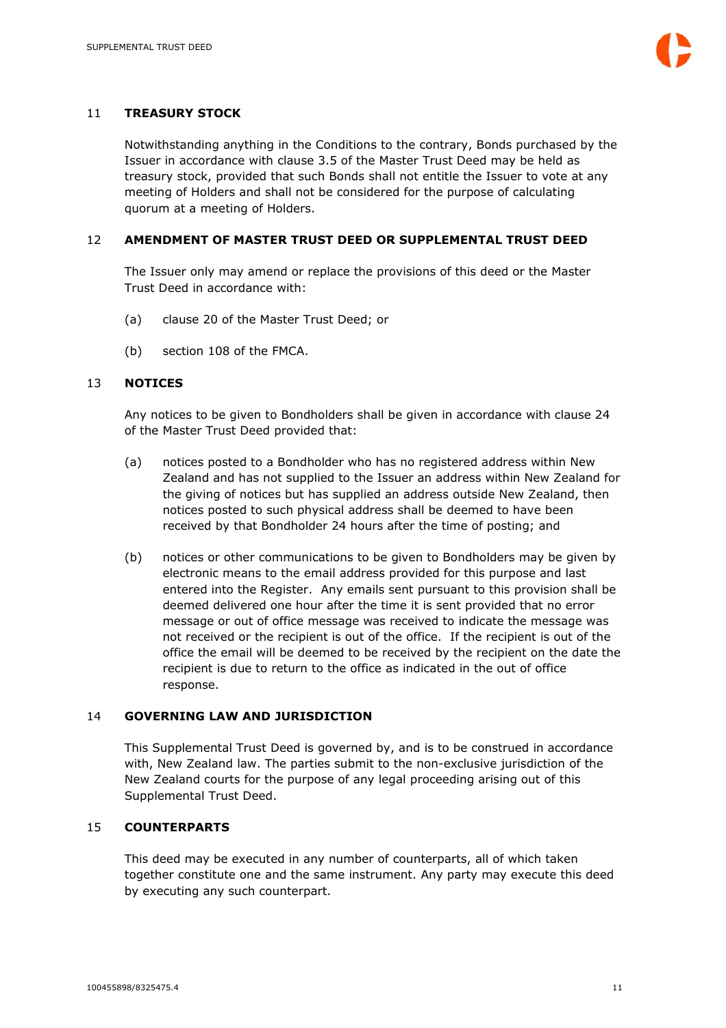## 11 TREASURY STOCK

Notwithstanding anything in the Conditions to the contrary, Bonds purchased by the Issuer in accordance with clause 3.5 of the Master Trust Deed may be held as treasury stock, provided that such Bonds shall not entitle the Issuer to vote at any meeting of Holders and shall not be considered for the purpose of calculating quorum at a meeting of Holders.

## 12 AMENDMENT OF MASTER TRUST DEED OR SUPPLEMENTAL TRUST DEED

The Issuer only may amend or replace the provisions of this deed or the Master Trust Deed in accordance with:

(a) clause 20 of the Master Trust Deed; or

(b) section 108 of the FMCA.

## 13 NOTICES

Any notices to be given to Bondholders shall be given in accordance with clause 24 of the Master Trust Deed provided that:

(a) notices posted to a Bondholder who has no registered address within New Zealand and has not supplied to the Issuer an address within New Zealand for the giving of notices but has supplied an address outside New Zealand, then notices posted to such physical address shall be deemed to have been received by that Bondholder 24 hours after the time of posting; and

(b) notices or other communications to be given to Bondholders may be given by electronic means to the email address provided for this purpose and last entered into the Register. Any emails sent pursuant to this provision shall be deemed delivered one hour after the time it is sent provided that no error message or out of office message was received to indicate the message was not received or the recipient is out of the office. If the recipient is out of the office the email will be deemed to be received by the recipient on the date the recipient is due to return to the office as indicated in the out of office response.

## 14 GOVERNING LAW AND JURISDICTION

This Supplemental Trust Deed is governed by, and is to be construed in accordance with, New Zealand law. The parties submit to the non-exclusive jurisdiction of the New Zealand courts for the purpose of any legal proceeding arising out of this Supplemental Trust Deed.

## 15 COUNTERPARTS

This deed may be executed in any number of counterparts, all of which taken together constitute one and the same instrument. Any party may execute this deed by executing any such counterpart.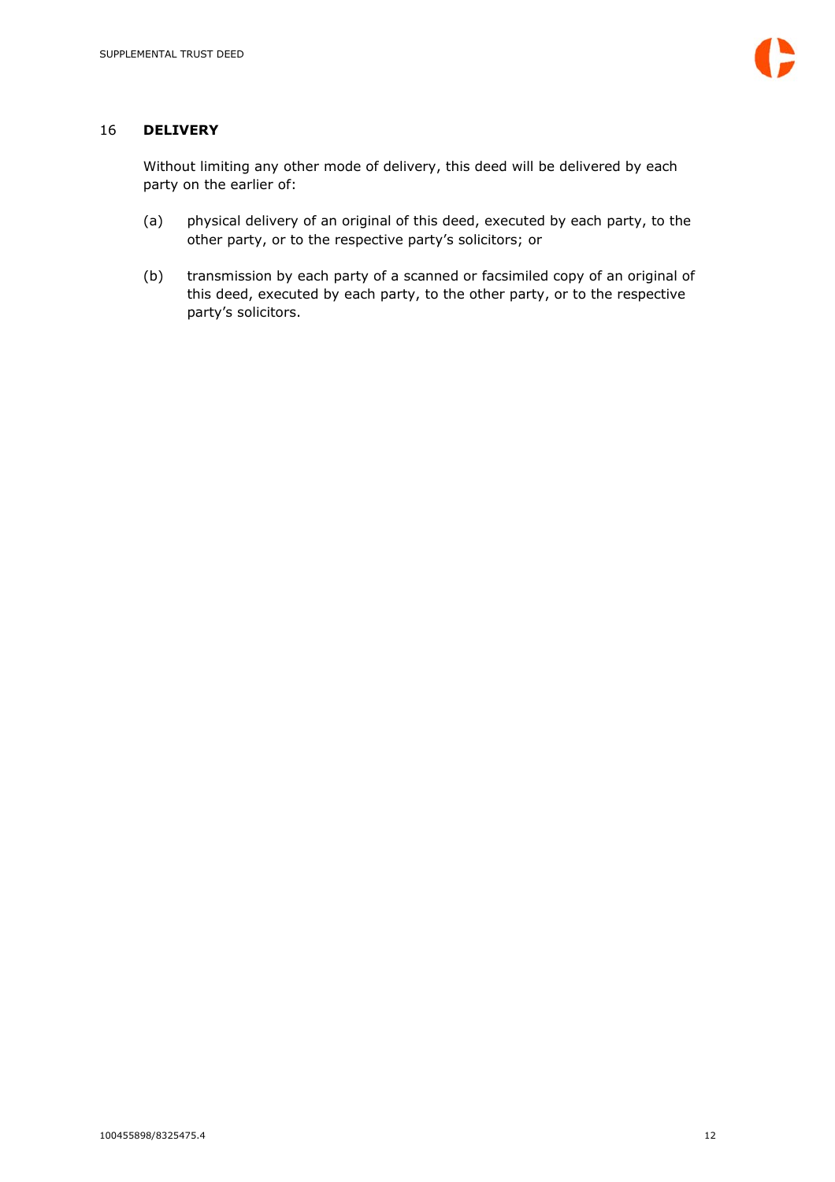## 16 DELIVERY

Without limiting any other mode of delivery, this deed will be delivered by each party on the earlier of:

(a) physical delivery of an original of this deed, executed by each party, to the other party, or to the respective party's solicitors; or

(b) transmission by each party of a scanned or facsimiled copy of an original of this deed, executed by each party, to the other party, or to the respective party's solicitors.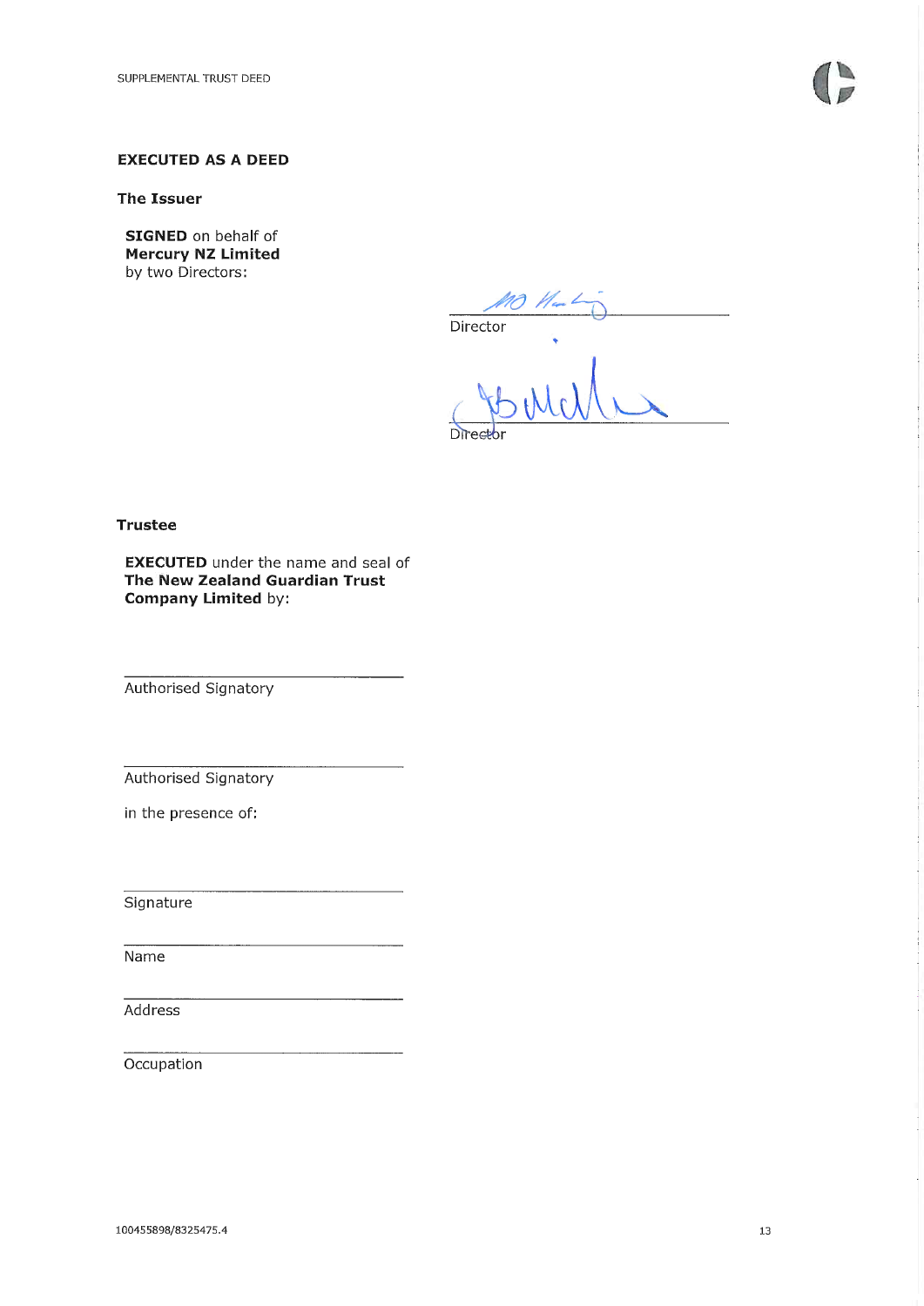**EXECUTED AS A DEED**

**The Issuer**

**SIGNED** on behalf of **Mercury NZ Limited** by two Directors:

______________________
Director

______________________
Director

**Trustee**

**EXECUTED** under the name and seal of **The New Zealand Guardian Trust Company Limited** by:

______________________
Authorised Signatory

______________________
Authorised Signatory

in the presence of:

______________________
Signature

______________________
Name

______________________
Address

______________________
Occupation

100455898/8325475.4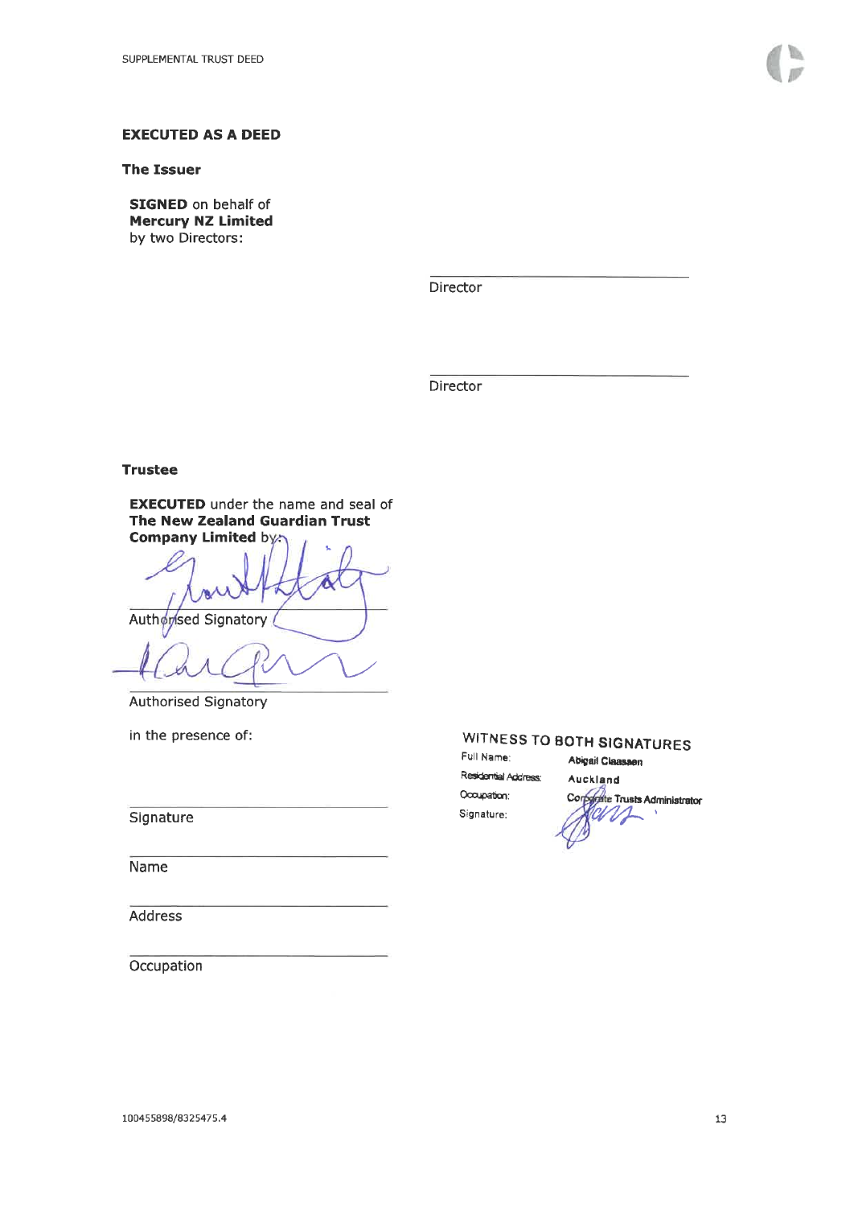**EXECUTED AS A DEED**

**The Issuer**

**SIGNED** on behalf of **Mercury NZ Limited** by two Directors:

Director

Director

**Trustee**

**EXECUTED** under the name and seal of **The New Zealand Guardian Trust Company Limited** by:

Authorised Signatory

Authorised Signatory

in the presence of:

Signature

Name

Address

Occupation

WITNESS TO BOTH SIGNATURES

Full Name: Abigail Claassen

Residential Address: Auckland

Occupation: Corporate Trusts Administrator

Signature:

100455898/8325475.4